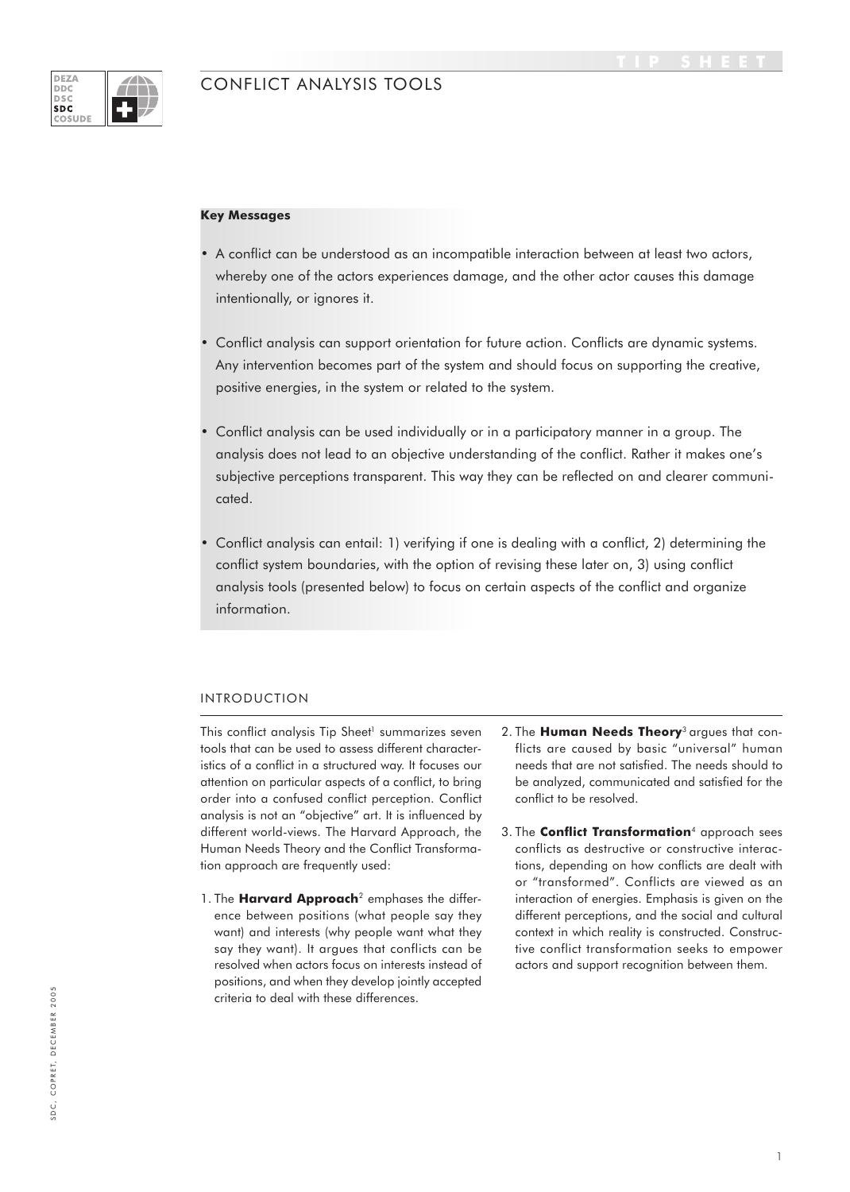# CONFLICT ANALYSIS TOOLS

**Key Messages**

- A conflict can be understood as an incompatible interaction between at least two actors, whereby one of the actors experiences damage, and the other actor causes this damage intentionally, or ignores it.
- Conflict analysis can support orientation for future action. Conflicts are dynamic systems. Any intervention becomes part of the system and should focus on supporting the creative, positive energies, in the system or related to the system.
- Conflict analysis can be used individually or in a participatory manner in a group. The analysis does not lead to an objective understanding of the conflict. Rather it makes one's subjective perceptions transparent. This way they can be reflected on and clearer communicated.
- Conflict analysis can entail: 1) verifying if one is dealing with a conflict, 2) determining the conflict system boundaries, with the option of revising these later on, 3) using conflict analysis tools (presented below) to focus on certain aspects of the conflict and organize information.

## INTRODUCTION

This conflict analysis Tip Sheet[1] summarizes seven tools that can be used to assess different characteristics of a conflict in a structured way. It focuses our attention on particular aspects of a conflict, to bring order into a confused conflict perception. Conflict analysis is not an "objective" art. It is influenced by different world-views. The Harvard Approach, the Human Needs Theory and the Conflict Transformation approach are frequently used:

1. The **Harvard Approach**[2] emphases the difference between positions (what people say they want) and interests (why people want what they say they want). It argues that conflicts can be resolved when actors focus on interests instead of positions, and when they develop jointly accepted criteria to deal with these differences.
2. The **Human Needs Theory**[3] argues that conflicts are caused by basic "universal" human needs that are not satisfied. The needs should to be analyzed, communicated and satisfied for the conflict to be resolved.
3. The **Conflict Transformation**[4] approach sees conflicts as destructive or constructive interactions, depending on how conflicts are dealt with or "transformed". Conflicts are viewed as an interaction of energies. Emphasis is given on the different perceptions, and the social and cultural context in which reality is constructed. Constructive conflict transformation seeks to empower actors and support recognition between them.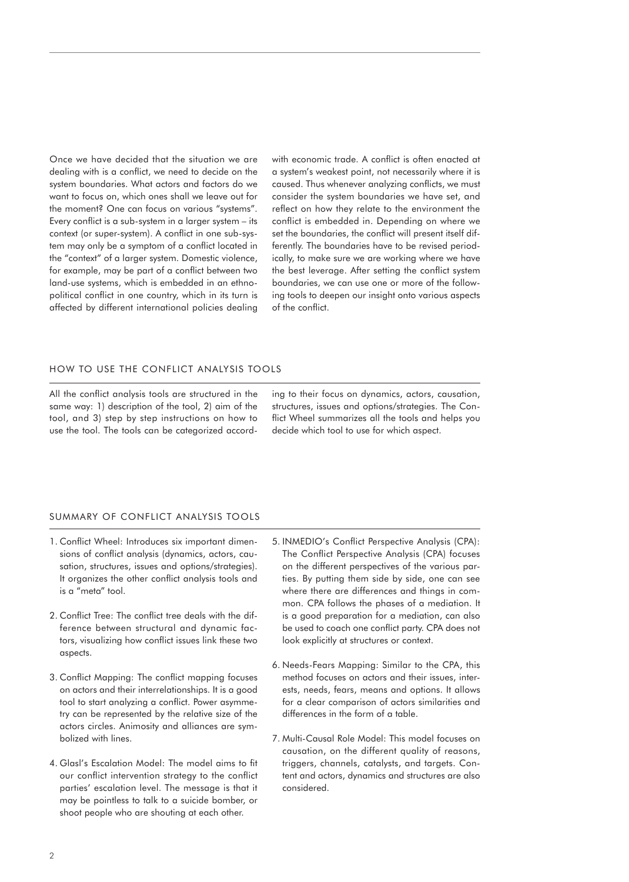Once we have decided that the situation we are dealing with is a conflict, we need to decide on the system boundaries. What actors and factors do we want to focus on, which ones shall we leave out for the moment? One can focus on various "systems". Every conflict is a sub-system in a larger system – its context (or super-system). A conflict in one sub-system may only be a symptom of a conflict located in the "context" of a larger system. Domestic violence, for example, may be part of a conflict between two land-use systems, which is embedded in an ethno-political conflict in one country, which in its turn is affected by different international policies dealing with economic trade. A conflict is often enacted at a system's weakest point, not necessarily where it is caused. Thus whenever analyzing conflicts, we must consider the system boundaries we have set, and reflect on how they relate to the environment the conflict is embedded in. Depending on where we set the boundaries, the conflict will present itself differently. The boundaries have to be revised periodically, to make sure we are working where we have the best leverage. After setting the conflict system boundaries, we can use one or more of the following tools to deepen our insight onto various aspects of the conflict.

## HOW TO USE THE CONFLICT ANALYSIS TOOLS

All the conflict analysis tools are structured in the same way: 1) description of the tool, 2) aim of the tool, and 3) step by step instructions on how to use the tool. The tools can be categorized according to their focus on dynamics, actors, causation, structures, issues and options/strategies. The Conflict Wheel summarizes all the tools and helps you decide which tool to use for which aspect.

## SUMMARY OF CONFLICT ANALYSIS TOOLS

1. Conflict Wheel: Introduces six important dimensions of conflict analysis (dynamics, actors, causation, structures, issues and options/strategies). It organizes the other conflict analysis tools and is a "meta" tool.

2. Conflict Tree: The conflict tree deals with the difference between structural and dynamic factors, visualizing how conflict issues link these two aspects.

3. Conflict Mapping: The conflict mapping focuses on actors and their interrelationships. It is a good tool to start analyzing a conflict. Power asymmetry can be represented by the relative size of the actors circles. Animosity and alliances are symbolized with lines.

4. Glasl's Escalation Model: The model aims to fit our conflict intervention strategy to the conflict parties' escalation level. The message is that it may be pointless to talk to a suicide bomber, or shoot people who are shouting at each other.

5. INMEDIO's Conflict Perspective Analysis (CPA): The Conflict Perspective Analysis (CPA) focuses on the different perspectives of the various parties. By putting them side by side, one can see where there are differences and things in common. CPA follows the phases of a mediation. It is a good preparation for a mediation, can also be used to coach one conflict party. CPA does not look explicitly at structures or context.

6. Needs-Fears Mapping: Similar to the CPA, this method focuses on actors and their issues, interests, needs, fears, means and options. It allows for a clear comparison of actors similarities and differences in the form of a table.

7. Multi-Causal Role Model: This model focuses on causation, on the different quality of reasons, triggers, channels, catalysts, and targets. Content and actors, dynamics and structures are also considered.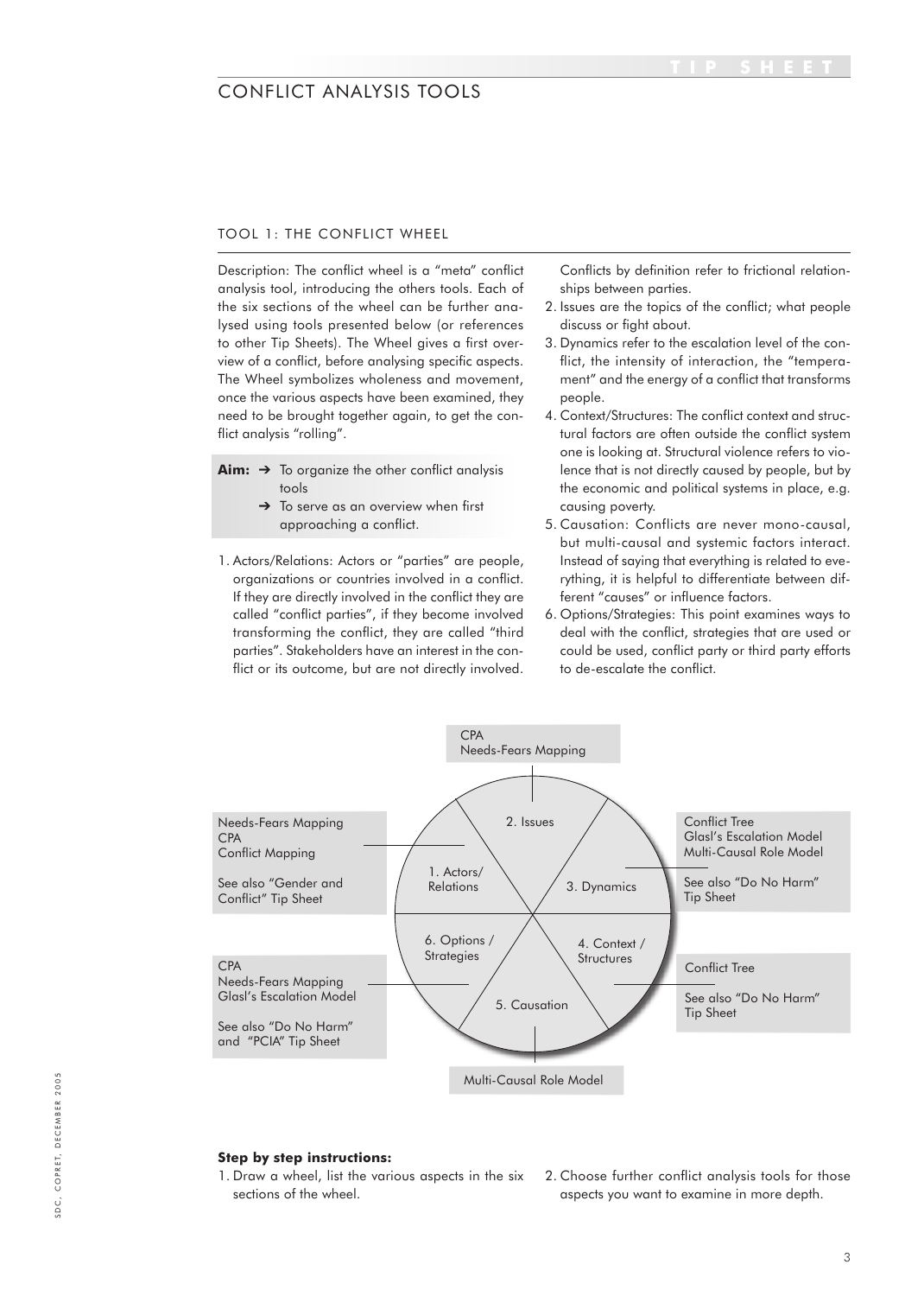# CONFLICT ANALYSIS TOOLS

## TOOL 1: THE CONFLICT WHEEL

Description: The conflict wheel is a "meta" conflict analysis tool, introducing the others tools. Each of the six sections of the wheel can be further analysed using tools presented below (or references to other Tip Sheets). The Wheel gives a first overview of a conflict, before analysing specific aspects. The Wheel symbolizes wholeness and movement, once the various aspects have been examined, they need to be brought together again, to get the conflict analysis "rolling".

**Aim:**
- ➔ To organize the other conflict analysis tools
- ➔ To serve as an overview when first approaching a conflict.

1. Actors/Relations: Actors or "parties" are people, organizations or countries involved in a conflict. If they are directly involved in the conflict they are called "conflict parties", if they become involved transforming the conflict, they are called "third parties". Stakeholders have an interest in the conflict or its outcome, but are not directly involved. Conflicts by definition refer to frictional relationships between parties.
2. Issues are the topics of the conflict; what people discuss or fight about.
3. Dynamics refer to the escalation level of the conflict, the intensity of interaction, the "temperament" and the energy of a conflict that transforms people.
4. Context/Structures: The conflict context and structural factors are often outside the conflict system one is looking at. Structural violence refers to violence that is not directly caused by people, but by the economic and political systems in place, e.g. causing poverty.
5. Causation: Conflicts are never mono-causal, but multi-causal and systemic factors interact. Instead of saying that everything is related to everything, it is helpful to differentiate between different "causes" or influence factors.
6. Options/Strategies: This point examines ways to deal with the conflict, strategies that are used or could be used, conflict party or third party efforts to de-escalate the conflict.

| Wheel section | Tools |
|---|---|
| 1. Actors/ Relations | Needs-Fears Mapping; CPA; Conflict Mapping. See also "Gender and Conflict" Tip Sheet |
| 2. Issues | CPA; Needs-Fears Mapping |
| 3. Dynamics | Conflict Tree; Glasl's Escalation Model; Multi-Causal Role Model. See also "Do No Harm" Tip Sheet |
| 4. Context / Structures | Conflict Tree. See also "Do No Harm" Tip Sheet |
| 5. Causation | Multi-Causal Role Model |
| 6. Options / Strategies | CPA; Needs-Fears Mapping; Glasl's Escalation Model. See also "Do No Harm" and "PCIA" Tip Sheet |

**Step by step instructions:**

1. Draw a wheel, list the various aspects in the six sections of the wheel.
2. Choose further conflict analysis tools for those aspects you want to examine in more depth.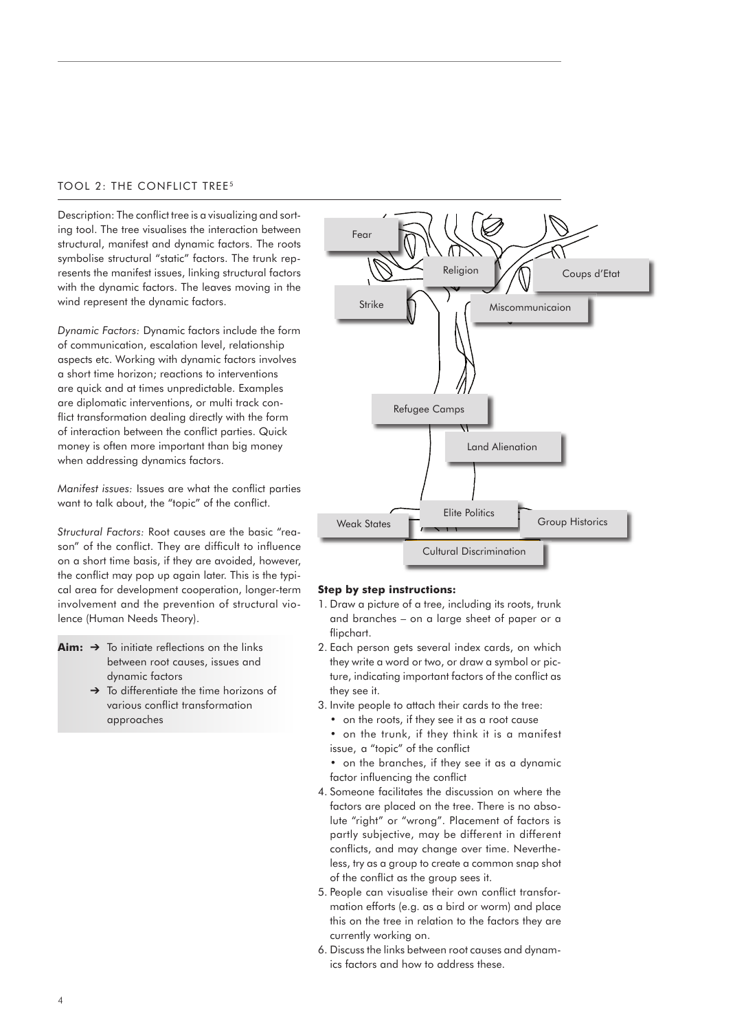## TOOL 2: THE CONFLICT TREE[5]

Description: The conflict tree is a visualizing and sorting tool. The tree visualises the interaction between structural, manifest and dynamic factors. The roots symbolise structural "static" factors. The trunk represents the manifest issues, linking structural factors with the dynamic factors. The leaves moving in the wind represent the dynamic factors.

*Dynamic Factors:* Dynamic factors include the form of communication, escalation level, relationship aspects etc. Working with dynamic factors involves a short time horizon; reactions to interventions are quick and at times unpredictable. Examples are diplomatic interventions, or multi track conflict transformation dealing directly with the form of interaction between the conflict parties. Quick money is often more important than big money when addressing dynamics factors.

*Manifest issues:* Issues are what the conflict parties want to talk about, the "topic" of the conflict.

*Structural Factors:* Root causes are the basic "reason" of the conflict. They are difficult to influence on a short time basis, if they are avoided, however, the conflict may pop up again later. This is the typical area for development cooperation, longer-term involvement and the prevention of structural violence (Human Needs Theory).

**Aim:**
- → To initiate reflections on the links between root causes, issues and dynamic factors
- → To differentiate the time horizons of various conflict transformation approaches

Fear

Religion

Coups d'Etat

Strike

Miscommunicaion

Refugee Camps

Land Alienation

Elite Politics

Weak States

Group Historics

Cultural Discrimination

**Step by step instructions:**

1. Draw a picture of a tree, including its roots, trunk and branches – on a large sheet of paper or a flipchart.
2. Each person gets several index cards, on which they write a word or two, or draw a symbol or picture, indicating important factors of the conflict as they see it.
3. Invite people to attach their cards to the tree:
   - on the roots, if they see it as a root cause
   - on the trunk, if they think it is a manifest issue, a "topic" of the conflict
   - on the branches, if they see it as a dynamic factor influencing the conflict
4. Someone facilitates the discussion on where the factors are placed on the tree. There is no absolute "right" or "wrong". Placement of factors is partly subjective, may be different in different conflicts, and may change over time. Nevertheless, try as a group to create a common snap shot of the conflict as the group sees it.
5. People can visualise their own conflict transformation efforts (e.g. as a bird or worm) and place this on the tree in relation to the factors they are currently working on.
6. Discuss the links between root causes and dynamics factors and how to address these.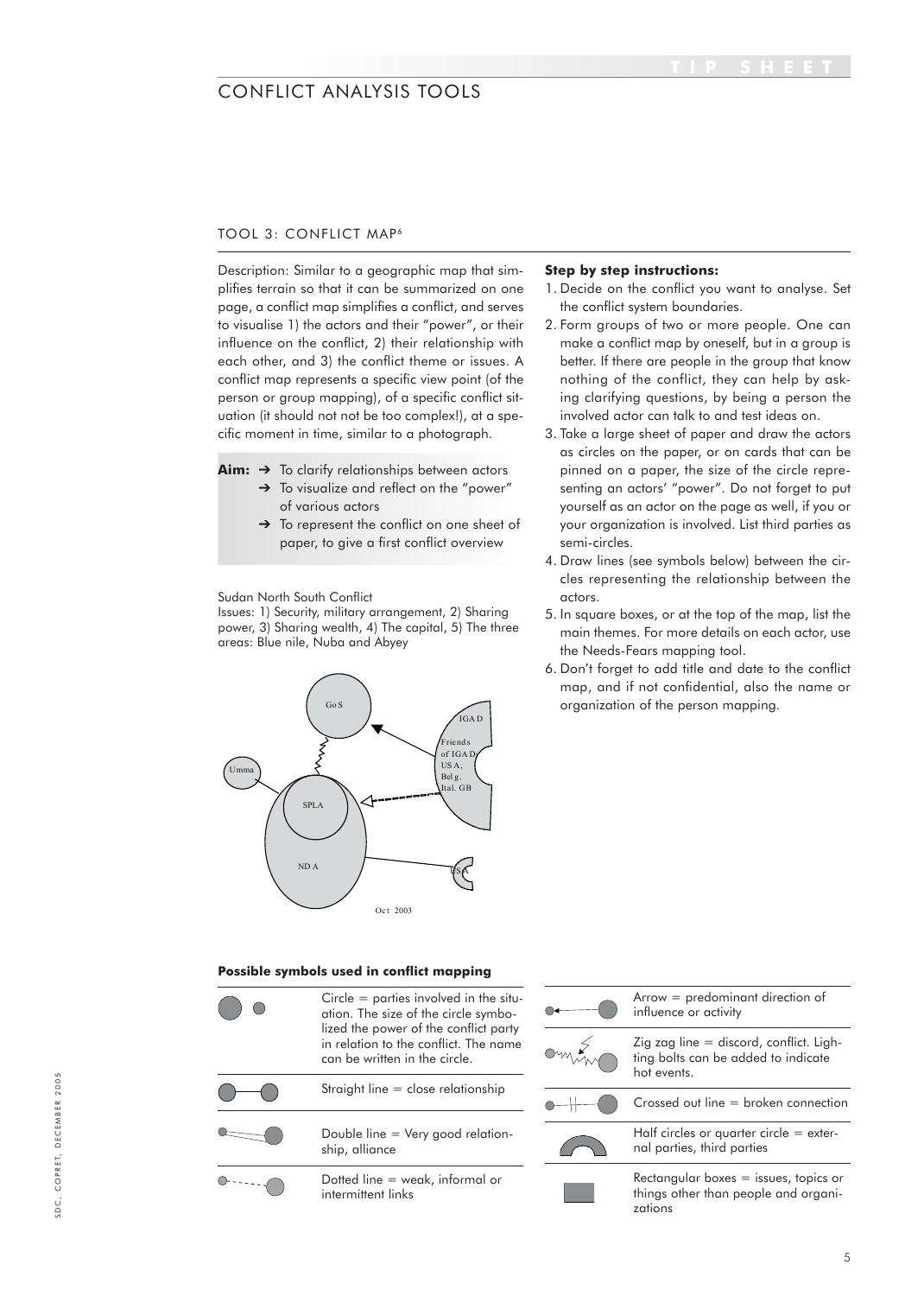# CONFLICT ANALYSIS TOOLS

## TOOL 3: CONFLICT MAP[6]

Description: Similar to a geographic map that simplifies terrain so that it can be summarized on one page, a conflict map simplifies a conflict, and serves to visualise 1) the actors and their "power", or their influence on the conflict, 2) their relationship with each other, and 3) the conflict theme or issues. A conflict map represents a specific view point (of the person or group mapping), of a specific conflict situation (it should not not be too complex!), at a specific moment in time, similar to a photograph.

**Aim:**
- → To clarify relationships between actors
- → To visualize and reflect on the "power" of various actors
- → To represent the conflict on one sheet of paper, to give a first conflict overview

Sudan North South Conflict
Issues: 1) Security, military arrangement, 2) Sharing power, 3) Sharing wealth, 4) The capital, 5) The three areas: Blue nile, Nuba and Abyey

GoS, IGAD, Friends of IGAD USA, Belg. Ital. GB, Umma, SPLA, NDA, USA

Oct 2003

**Step by step instructions:**

1. Decide on the conflict you want to analyse. Set the conflict system boundaries.
2. Form groups of two or more people. One can make a conflict map by oneself, but in a group is better. If there are people in the group that know nothing of the conflict, they can help by asking clarifying questions, by being a person the involved actor can talk to and test ideas on.
3. Take a large sheet of paper and draw the actors as circles on the paper, or on cards that can be pinned on a paper, the size of the circle representing an actors' "power". Do not forget to put yourself as an actor on the page as well, if you or your organization is involved. List third parties as semi-circles.
4. Draw lines (see symbols below) between the circles representing the relationship between the actors.
5. In square boxes, or at the top of the map, list the main themes. For more details on each actor, use the Needs-Fears mapping tool.
6. Don't forget to add title and date to the conflict map, and if not confidential, also the name or organization of the person mapping.

### Possible symbols used in conflict mapping

| Symbol | Meaning |
|---|---|
| Circles | Circle = parties involved in the situation. The size of the circle symbolized the power of the conflict party in relation to the conflict. The name can be written in the circle. |
| Straight line | Straight line = close relationship |
| Double line | Double line = Very good relationship, alliance |
| Dotted line | Dotted line = weak, informal or intermittent links |
| Arrow | Arrow = predominant direction of influence or activity |
| Zig zag line | Zig zag line = discord, conflict. Lighting bolts can be added to indicate hot events. |
| Crossed out line | Crossed out line = broken connection |
| Half circle | Half circles or quarter circle = external parties, third parties |
| Rectangle | Rectangular boxes = issues, topics or things other than people and organizations |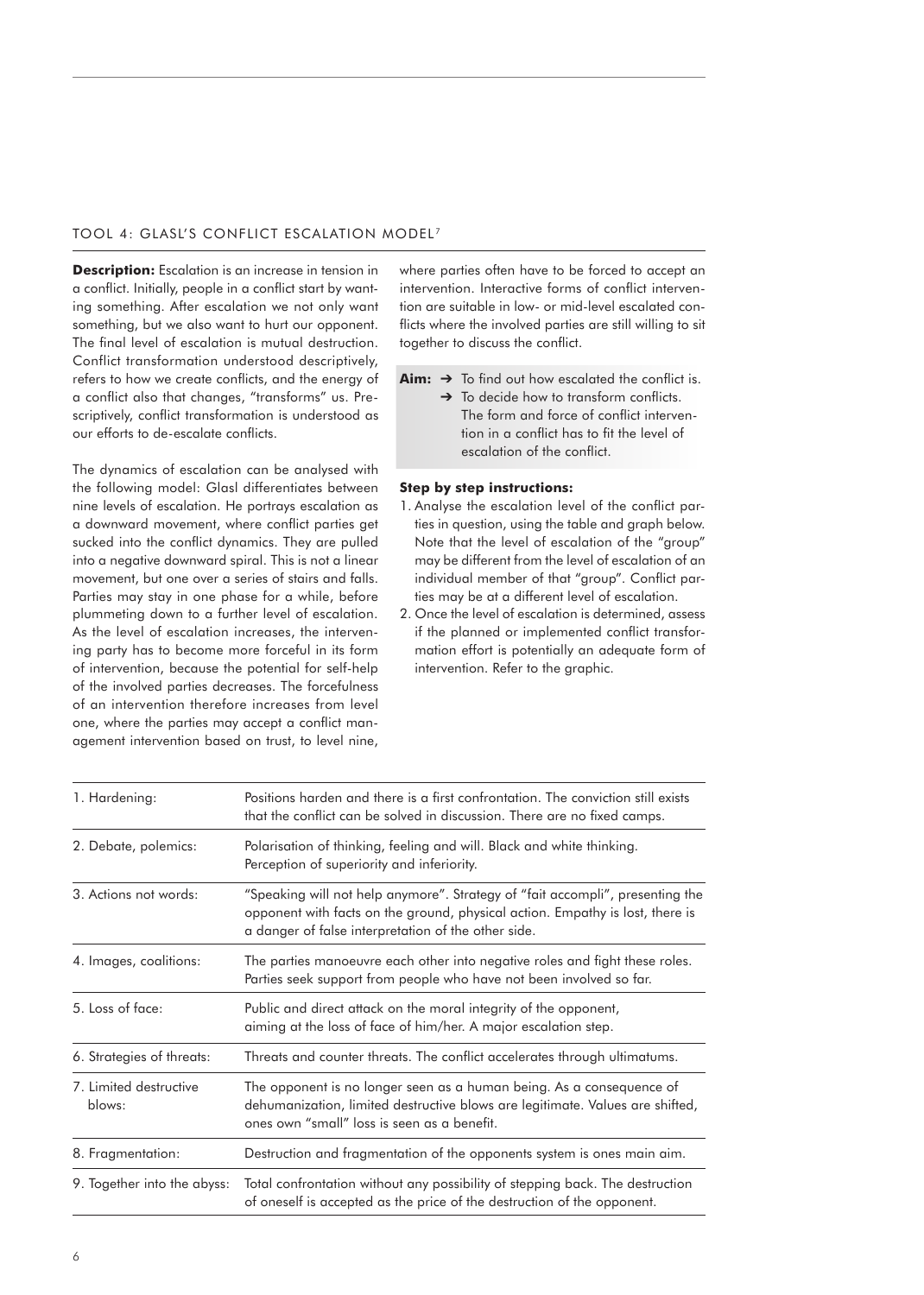## TOOL 4: GLASL'S CONFLICT ESCALATION MODEL[7]

**Description:** Escalation is an increase in tension in a conflict. Initially, people in a conflict start by wanting something. After escalation we not only want something, but we also want to hurt our opponent. The final level of escalation is mutual destruction. Conflict transformation understood descriptively, refers to how we create conflicts, and the energy of a conflict also that changes, "transforms" us. Prescriptively, conflict transformation is understood as our efforts to de-escalate conflicts.

The dynamics of escalation can be analysed with the following model: Glasl differentiates between nine levels of escalation. He portrays escalation as a downward movement, where conflict parties get sucked into the conflict dynamics. They are pulled into a negative downward spiral. This is not a linear movement, but one over a series of stairs and falls. Parties may stay in one phase for a while, before plummeting down to a further level of escalation. As the level of escalation increases, the intervening party has to become more forceful in its form of intervention, because the potential for self-help of the involved parties decreases. The forcefulness of an intervention therefore increases from level one, where the parties may accept a conflict management intervention based on trust, to level nine, where parties often have to be forced to accept an intervention. Interactive forms of conflict intervention are suitable in low- or mid-level escalated conflicts where the involved parties are still willing to sit together to discuss the conflict.

**Aim:**
- ➔ To find out how escalated the conflict is.
- ➔ To decide how to transform conflicts. The form and force of conflict intervention in a conflict has to fit the level of escalation of the conflict.

**Step by step instructions:**

1. Analyse the escalation level of the conflict parties in question, using the table and graph below. Note that the level of escalation of the "group" may be different from the level of escalation of an individual member of that "group". Conflict parties may be at a different level of escalation.
2. Once the level of escalation is determined, assess if the planned or implemented conflict transformation effort is potentially an adequate form of intervention. Refer to the graphic.

| Level | Description |
|---|---|
| 1. Hardening: | Positions harden and there is a first confrontation. The conviction still exists that the conflict can be solved in discussion. There are no fixed camps. |
| 2. Debate, polemics: | Polarisation of thinking, feeling and will. Black and white thinking. Perception of superiority and inferiority. |
| 3. Actions not words: | "Speaking will not help anymore". Strategy of "fait accompli", presenting the opponent with facts on the ground, physical action. Empathy is lost, there is a danger of false interpretation of the other side. |
| 4. Images, coalitions: | The parties manoeuvre each other into negative roles and fight these roles. Parties seek support from people who have not been involved so far. |
| 5. Loss of face: | Public and direct attack on the moral integrity of the opponent, aiming at the loss of face of him/her. A major escalation step. |
| 6. Strategies of threats: | Threats and counter threats. The conflict accelerates through ultimatums. |
| 7. Limited destructive blows: | The opponent is no longer seen as a human being. As a consequence of dehumanization, limited destructive blows are legitimate. Values are shifted, ones own "small" loss is seen as a benefit. |
| 8. Fragmentation: | Destruction and fragmentation of the opponents system is ones main aim. |
| 9. Together into the abyss: | Total confrontation without any possibility of stepping back. The destruction of oneself is accepted as the price of the destruction of the opponent. |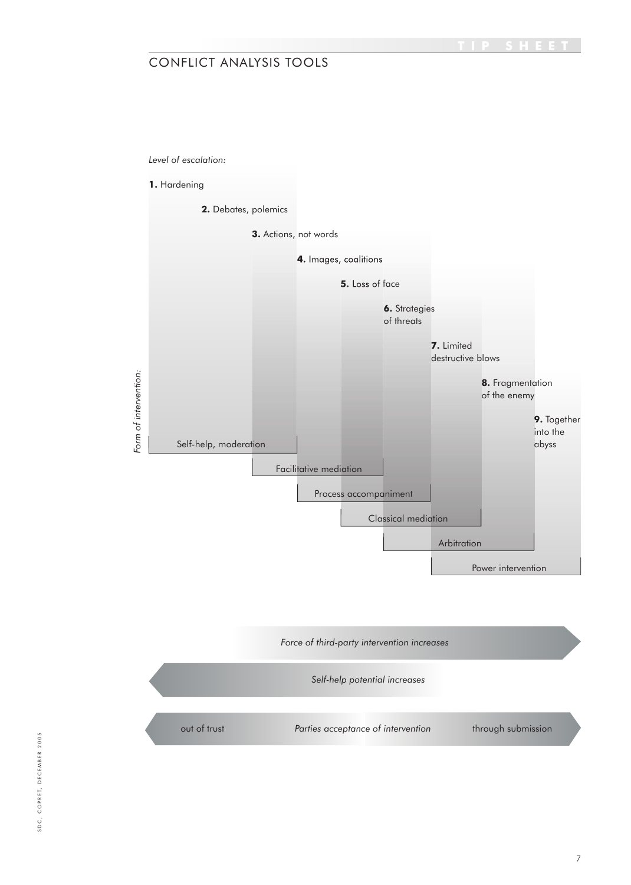## CONFLICT ANALYSIS TOOLS

*Level of escalation:*

**1.** Hardening

**2.** Debates, polemics

**3.** Actions, not words

**4.** Images, coalitions

**5.** Loss of face

**6.** Strategies of threats

**7.** Limited destructive blows

**8.** Fragmentation of the enemy

**9.** Together into the abyss

*Form of intervention:*

Self-help, moderation

Facilitative mediation

Process accompaniment

Classical mediation

Arbitration

Power intervention

*Force of third-party intervention increases*

*Self-help potential increases*

out of trust — *Parties acceptance of intervention* — through submission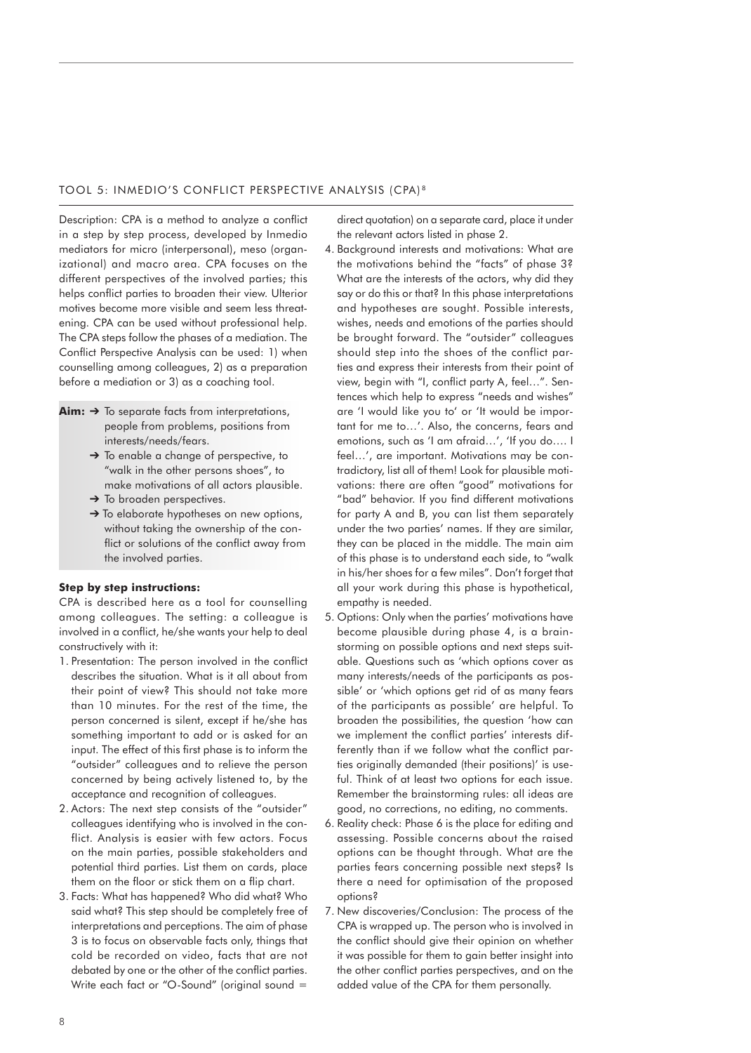## TOOL 5: INMEDIO'S CONFLICT PERSPECTIVE ANALYSIS (CPA)[8]

Description: CPA is a method to analyze a conflict in a step by step process, developed by Inmedio mediators for micro (interpersonal), meso (organizational) and macro area. CPA focuses on the different perspectives of the involved parties; this helps conflict parties to broaden their view. Ulterior motives become more visible and seem less threatening. CPA can be used without professional help. The CPA steps follow the phases of a mediation. The Conflict Perspective Analysis can be used: 1) when counselling among colleagues, 2) as a preparation before a mediation or 3) as a coaching tool.

**Aim:**
- ➔ To separate facts from interpretations, people from problems, positions from interests/needs/fears.
- ➔ To enable a change of perspective, to "walk in the other persons shoes", to make motivations of all actors plausible.
- ➔ To broaden perspectives.
- ➔ To elaborate hypotheses on new options, without taking the ownership of the conflict or solutions of the conflict away from the involved parties.

**Step by step instructions:**

CPA is described here as a tool for counselling among colleagues. The setting: a colleague is involved in a conflict, he/she wants your help to deal constructively with it:

1. Presentation: The person involved in the conflict describes the situation. What is it all about from their point of view? This should not take more than 10 minutes. For the rest of the time, the person concerned is silent, except if he/she has something important to add or is asked for an input. The effect of this first phase is to inform the "outsider" colleagues and to relieve the person concerned by being actively listened to, by the acceptance and recognition of colleagues.
2. Actors: The next step consists of the "outsider" colleagues identifying who is involved in the conflict. Analysis is easier with few actors. Focus on the main parties, possible stakeholders and potential third parties. List them on cards, place them on the floor or stick them on a flip chart.
3. Facts: What has happened? Who did what? Who said what? This step should be completely free of interpretations and perceptions. The aim of phase 3 is to focus on observable facts only, things that cold be recorded on video, facts that are not debated by one or the other of the conflict parties. Write each fact or "O-Sound" (original sound = direct quotation) on a separate card, place it under the relevant actors listed in phase 2.
4. Background interests and motivations: What are the motivations behind the "facts" of phase 3? What are the interests of the actors, why did they say or do this or that? In this phase interpretations and hypotheses are sought. Possible interests, wishes, needs and emotions of the parties should be brought forward. The "outsider" colleagues should step into the shoes of the conflict parties and express their interests from their point of view, begin with "I, conflict party A, feel…". Sentences which help to express "needs and wishes" are 'I would like you to' or 'It would be important for me to…'. Also, the concerns, fears and emotions, such as 'I am afraid…', 'If you do…. I feel…', are important. Motivations may be contradictory, list all of them! Look for plausible motivations: there are often "good" motivations for "bad" behavior. If you find different motivations for party A and B, you can list them separately under the two parties' names. If they are similar, they can be placed in the middle. The main aim of this phase is to understand each side, to "walk in his/her shoes for a few miles". Don't forget that all your work during this phase is hypothetical, empathy is needed.
5. Options: Only when the parties' motivations have become plausible during phase 4, is a brainstorming on possible options and next steps suitable. Questions such as 'which options cover as many interests/needs of the participants as possible' or 'which options get rid of as many fears of the participants as possible' are helpful. To broaden the possibilities, the question 'how can we implement the conflict parties' interests differently than if we follow what the conflict parties originally demanded (their positions)' is useful. Think of at least two options for each issue. Remember the brainstorming rules: all ideas are good, no corrections, no editing, no comments.
6. Reality check: Phase 6 is the place for editing and assessing. Possible concerns about the raised options can be thought through. What are the parties fears concerning possible next steps? Is there a need for optimisation of the proposed options?
7. New discoveries/Conclusion: The process of the CPA is wrapped up. The person who is involved in the conflict should give their opinion on whether it was possible for them to gain better insight into the other conflict parties perspectives, and on the added value of the CPA for them personally.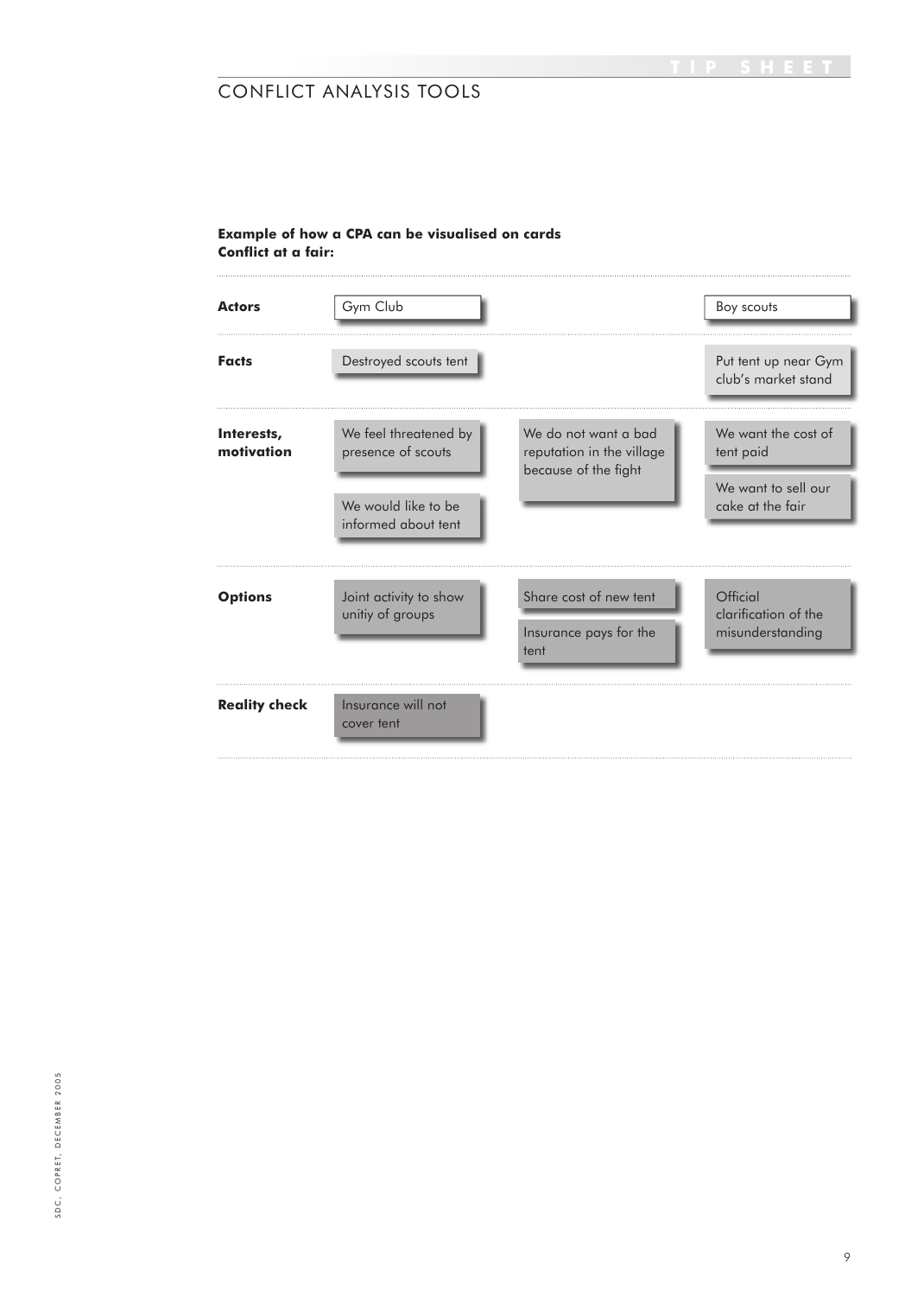**Example of how a CPA can be visualised on cards**
**Conflict at a fair:**

| | | | |
|---|---|---|---|
| **Actors** | Gym Club | | Boy scouts |
| **Facts** | Destroyed scouts tent | | Put tent up near Gym club's market stand |
| **Interests, motivation** | We feel threatened by presence of scouts<br><br>We would like to be informed about tent | We do not want a bad reputation in the village because of the fight | We want the cost of tent paid<br><br>We want to sell our cake at the fair |
| **Options** | Joint activity to show unitiy of groups | Share cost of new tent<br><br>Insurance pays for the tent | Official clarification of the misunderstanding |
| **Reality check** | Insurance will not cover tent | | |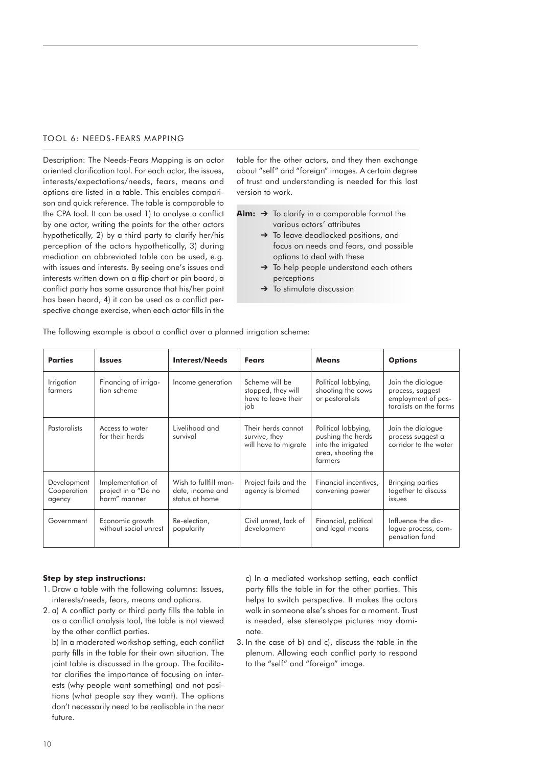## TOOL 6: NEEDS-FEARS MAPPING

Description: The Needs-Fears Mapping is an actor oriented clarification tool. For each actor, the issues, interests/expectations/needs, fears, means and options are listed in a table. This enables comparison and quick reference. The table is comparable to the CPA tool. It can be used 1) to analyse a conflict by one actor, writing the points for the other actors hypothetically, 2) by a third party to clarify her/his perception of the actors hypothetically, 3) during mediation an abbreviated table can be used, e.g. with issues and interests. By seeing one's issues and interests written down on a flip chart or pin board, a conflict party has some assurance that his/her point has been heard, 4) it can be used as a conflict perspective change exercise, when each actor fills in the table for the other actors, and they then exchange about "self" and "foreign" images. A certain degree of trust and understanding is needed for this last version to work.

**Aim:**
- ➔ To clarify in a comparable format the various actors' attributes
- ➔ To leave deadlocked positions, and focus on needs and fears, and possible options to deal with these
- ➔ To help people understand each others perceptions
- ➔ To stimulate discussion

The following example is about a conflict over a planned irrigation scheme:

| **Parties** | **Issues** | **Interest/Needs** | **Fears** | **Means** | **Options** |
|---|---|---|---|---|---|
| Irrigation farmers | Financing of irrigation scheme | Income generation | Scheme will be stopped, they will have to leave their job | Political lobbying, shooting the cows or pastoralists | Join the dialogue process, suggest employment of pastoralists on the farms |
| Pastoralists | Access to water for their herds | Livelihood and survival | Their herds cannot survive, they will have to migrate | Political lobbying, pushing the herds into the irrigated area, shooting the farmers | Join the dialogue process suggest a corridor to the water |
| Development Cooperation agency | Implementation of project in a "Do no harm" manner | Wish to fullfill mandate, income and status at home | Project fails and the agency is blamed | Financial incentives, convening power | Bringing parties together to discuss issues |
| Government | Economic growth without social unrest | Re-election, popularity | Civil unrest, lack of development | Financial, political and legal means | Influence the dialogue process, compensation fund |

**Step by step instructions:**

1. Draw a table with the following columns: Issues, interests/needs, fears, means and options.
2. a) A conflict party or third party fills the table in as a conflict analysis tool, the table is not viewed by the other conflict parties.

   b) In a moderated workshop setting, each conflict party fills in the table for their own situation. The joint table is discussed in the group. The facilitator clarifies the importance of focusing on interests (why people want something) and not positions (what people say they want). The options don't necessarily need to be realisable in the near future.

   c) In a mediated workshop setting, each conflict party fills the table in for the other parties. This helps to switch perspective. It makes the actors walk in someone else's shoes for a moment. Trust is needed, else stereotype pictures may dominate.
3. In the case of b) and c), discuss the table in the plenum. Allowing each conflict party to respond to the "self" and "foreign" image.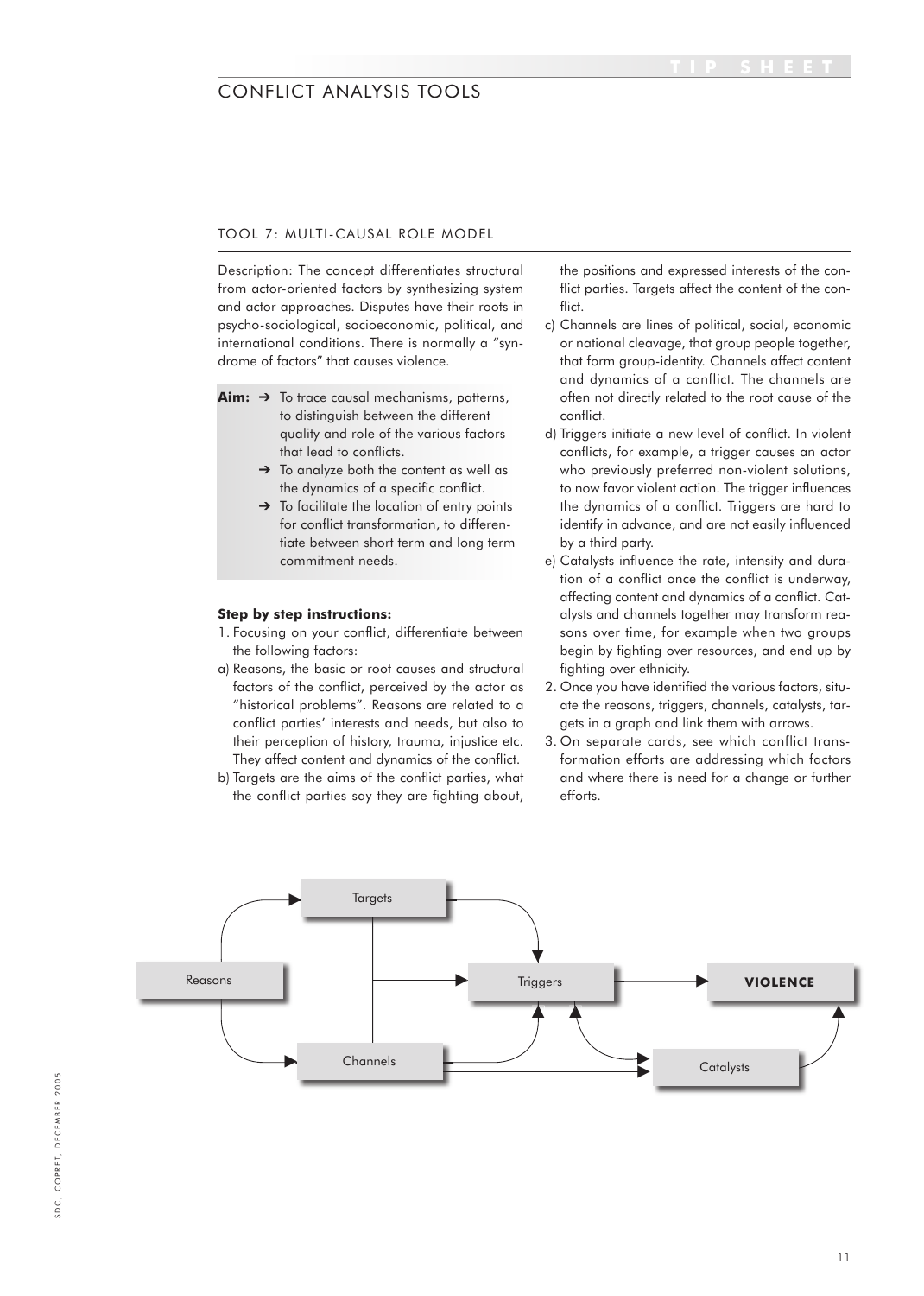# CONFLICT ANALYSIS TOOLS

## TOOL 7: MULTI-CAUSAL ROLE MODEL

Description: The concept differentiates structural from actor-oriented factors by synthesizing system and actor approaches. Disputes have their roots in psycho-sociological, socioeconomic, political, and international conditions. There is normally a "syndrome of factors" that causes violence.

**Aim:**
- ➔ To trace causal mechanisms, patterns, to distinguish between the different quality and role of the various factors that lead to conflicts.
- ➔ To analyze both the content as well as the dynamics of a specific conflict.
- ➔ To facilitate the location of entry points for conflict transformation, to differentiate between short term and long term commitment needs.

**Step by step instructions:**

1. Focusing on your conflict, differentiate between the following factors:

a) Reasons, the basic or root causes and structural factors of the conflict, perceived by the actor as "historical problems". Reasons are related to a conflict parties' interests and needs, but also to their perception of history, trauma, injustice etc. They affect content and dynamics of the conflict.

b) Targets are the aims of the conflict parties, what the conflict parties say they are fighting about, the positions and expressed interests of the conflict parties. Targets affect the content of the conflict.

c) Channels are lines of political, social, economic or national cleavage, that group people together, that form group-identity. Channels affect content and dynamics of a conflict. The channels are often not directly related to the root cause of the conflict.

d) Triggers initiate a new level of conflict. In violent conflicts, for example, a trigger causes an actor who previously preferred non-violent solutions, to now favor violent action. The trigger influences the dynamics of a conflict. Triggers are hard to identify in advance, and are not easily influenced by a third party.

e) Catalysts influence the rate, intensity and duration of a conflict once the conflict is underway, affecting content and dynamics of a conflict. Catalysts and channels together may transform reasons over time, for example when two groups begin by fighting over resources, and end up by fighting over ethnicity.

2. Once you have identified the various factors, situate the reasons, triggers, channels, catalysts, targets in a graph and link them with arrows.

3. On separate cards, see which conflict transformation efforts are addressing which factors and where there is need for a change or further efforts.

Reasons → Targets, Channels; Targets → Triggers; Channels → Triggers, Catalysts; Triggers ↔ Catalysts; Triggers → **VIOLENCE**; Catalysts → **VIOLENCE**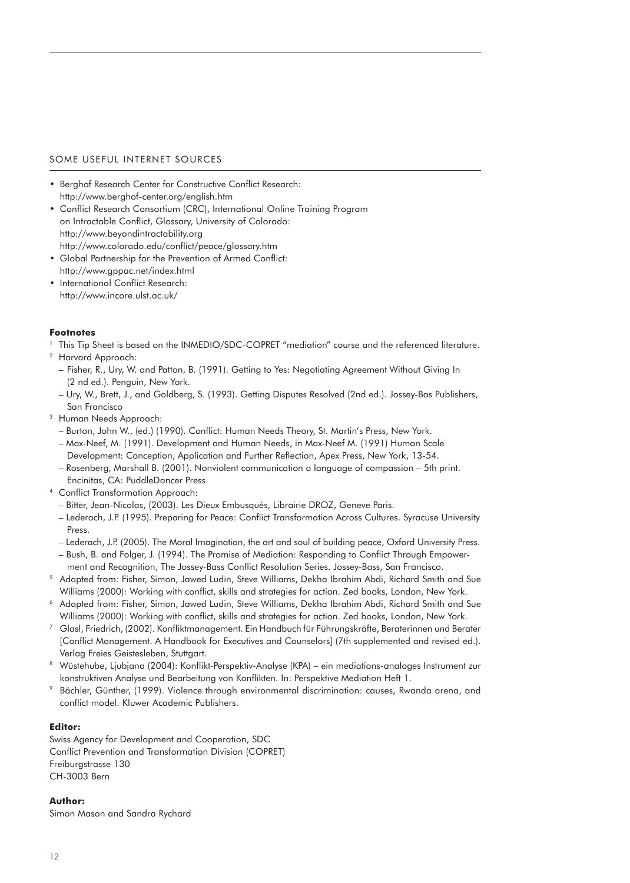## SOME USEFUL INTERNET SOURCES

- Berghof Research Center for Constructive Conflict Research: http://www.berghof-center.org/english.htm
- Conflict Research Consortium (CRC), International Online Training Program on Intractable Conflict, Glossary, University of Colorado: http://www.beyondintractability.org http://www.colorado.edu/conflict/peace/glossary.htm
- Global Partnership for the Prevention of Armed Conflict: http://www.gppac.net/index.html
- International Conflict Research: http://www.incore.ulst.ac.uk/

**Footnotes**

[1] This Tip Sheet is based on the INMEDIO/SDC-COPRET "mediation" course and the referenced literature.

[2] Harvard Approach:
- Fisher, R., Ury, W. and Patton, B. (1991). Getting to Yes: Negotiating Agreement Without Giving In (2 nd ed.). Penguin, New York.
- Ury, W., Brett, J., and Goldberg, S. (1993). Getting Disputes Resolved (2nd ed.). Jossey-Bas Publishers, San Francisco

[3] Human Needs Approach:
- Burton, John W., (ed.) (1990). Conflict: Human Needs Theory, St. Martin's Press, New York.
- Max-Neef, M. (1991). Development and Human Needs, in Max-Neef M. (1991) Human Scale Development: Conception, Application and Further Reflection, Apex Press, New York, 13-54.
- Rosenberg, Marshall B. (2001). Nonviolent communication a language of compassion – 5th print. Encinitas, CA: PuddleDancer Press.

[4] Conflict Transformation Approach:
- Bitter, Jean-Nicolas, (2003). Les Dieux Embusqués, Librairie DROZ, Geneve Paris.
- Lederach, J.P. (1995). Preparing for Peace: Conflict Transformation Across Cultures. Syracuse University Press.
- Lederach, J.P. (2005). The Moral Imagination, the art and soul of building peace, Oxford University Press.
- Bush, B. and Folger, J. (1994). The Promise of Mediation: Responding to Conflict Through Empowerment and Recognition, The Jossey-Bass Conflict Resolution Series. Jossey-Bass, San Francisco.

[5] Adapted from: Fisher, Simon, Jawed Ludin, Steve Williams, Dekha Ibrahim Abdi, Richard Smith and Sue Williams (2000): Working with conflict, skills and strategies for action. Zed books, London, New York.

[6] Adapted from: Fisher, Simon, Jawed Ludin, Steve Williams, Dekha Ibrahim Abdi, Richard Smith and Sue Williams (2000): Working with conflict, skills and strategies for action. Zed books, London, New York.

[7] Glasl, Friedrich, (2002). Konfliktmanagement. Ein Handbuch für Führungskräfte, Beraterinnen und Berater [Conflict Management. A Handbook for Executives and Counselors] (7th supplemented and revised ed.). Verlag Freies Geistesleben, Stuttgart.

[8] Wüstehube, Ljubjana (2004): Konflikt-Perspektiv-Analyse (KPA) – ein mediations-analoges Instrument zur konstruktiven Analyse und Bearbeitung von Konflikten. In: Perspektive Mediation Heft 1.

[9] Bächler, Günther, (1999). Violence through environmental discrimination: causes, Rwanda arena, and conflict model. Kluwer Academic Publishers.

**Editor:**
Swiss Agency for Development and Cooperation, SDC
Conflict Prevention and Transformation Division (COPRET)
Freiburgstrasse 130
CH-3003 Bern

**Author:**
Simon Mason and Sandra Rychard